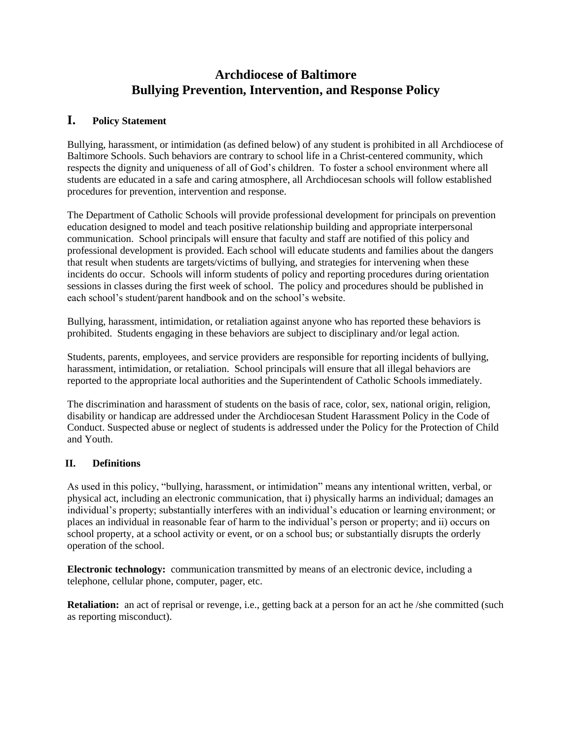# Archdiocese of Baltimore
# Bullying Prevention, Intervention, and Response Policy

## I. Policy Statement

Bullying, harassment, or intimidation (as defined below) of any student is prohibited in all Archdiocese of Baltimore Schools. Such behaviors are contrary to school life in a Christ-centered community, which respects the dignity and uniqueness of all of God's children. To foster a school environment where all students are educated in a safe and caring atmosphere, all Archdiocesan schools will follow established procedures for prevention, intervention and response.

The Department of Catholic Schools will provide professional development for principals on prevention education designed to model and teach positive relationship building and appropriate interpersonal communication. School principals will ensure that faculty and staff are notified of this policy and professional development is provided. Each school will educate students and families about the dangers that result when students are targets/victims of bullying, and strategies for intervening when these incidents do occur. Schools will inform students of policy and reporting procedures during orientation sessions in classes during the first week of school. The policy and procedures should be published in each school's student/parent handbook and on the school's website.

Bullying, harassment, intimidation, or retaliation against anyone who has reported these behaviors is prohibited. Students engaging in these behaviors are subject to disciplinary and/or legal action.

Students, parents, employees, and service providers are responsible for reporting incidents of bullying, harassment, intimidation, or retaliation. School principals will ensure that all illegal behaviors are reported to the appropriate local authorities and the Superintendent of Catholic Schools immediately.

The discrimination and harassment of students on the basis of race, color, sex, national origin, religion, disability or handicap are addressed under the Archdiocesan Student Harassment Policy in the Code of Conduct. Suspected abuse or neglect of students is addressed under the Policy for the Protection of Child and Youth.

## II. Definitions

As used in this policy, "bullying, harassment, or intimidation" means any intentional written, verbal, or physical act, including an electronic communication, that i) physically harms an individual; damages an individual's property; substantially interferes with an individual's education or learning environment; or places an individual in reasonable fear of harm to the individual's person or property; and ii) occurs on school property, at a school activity or event, or on a school bus; or substantially disrupts the orderly operation of the school.

**Electronic technology:** communication transmitted by means of an electronic device, including a telephone, cellular phone, computer, pager, etc.

**Retaliation:** an act of reprisal or revenge, i.e., getting back at a person for an act he /she committed (such as reporting misconduct).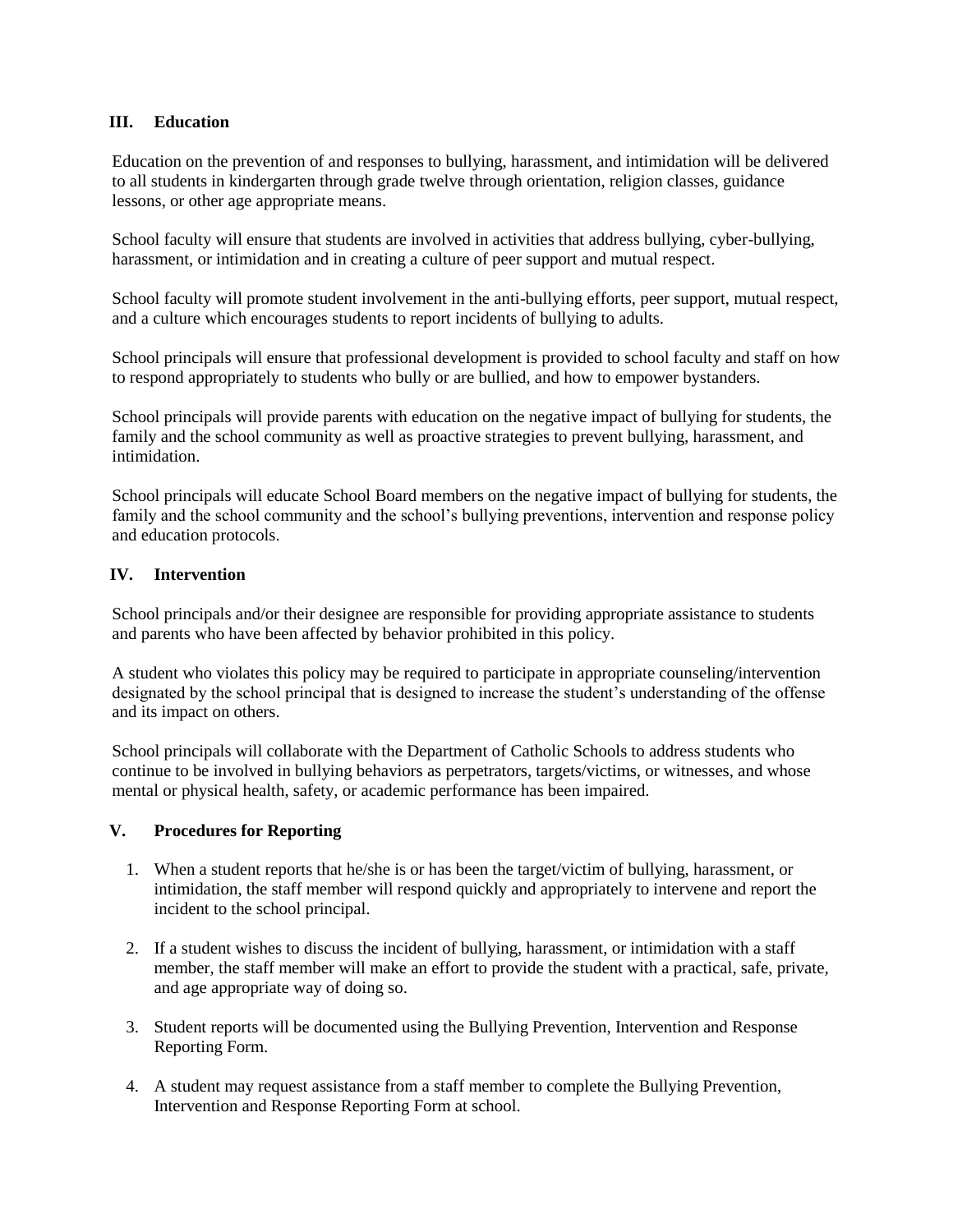## III. Education

Education on the prevention of and responses to bullying, harassment, and intimidation will be delivered to all students in kindergarten through grade twelve through orientation, religion classes, guidance lessons, or other age appropriate means.

School faculty will ensure that students are involved in activities that address bullying, cyber-bullying, harassment, or intimidation and in creating a culture of peer support and mutual respect.

School faculty will promote student involvement in the anti-bullying efforts, peer support, mutual respect, and a culture which encourages students to report incidents of bullying to adults.

School principals will ensure that professional development is provided to school faculty and staff on how to respond appropriately to students who bully or are bullied, and how to empower bystanders.

School principals will provide parents with education on the negative impact of bullying for students, the family and the school community as well as proactive strategies to prevent bullying, harassment, and intimidation.

School principals will educate School Board members on the negative impact of bullying for students, the family and the school community and the school's bullying preventions, intervention and response policy and education protocols.

## IV. Intervention

School principals and/or their designee are responsible for providing appropriate assistance to students and parents who have been affected by behavior prohibited in this policy.

A student who violates this policy may be required to participate in appropriate counseling/intervention designated by the school principal that is designed to increase the student's understanding of the offense and its impact on others.

School principals will collaborate with the Department of Catholic Schools to address students who continue to be involved in bullying behaviors as perpetrators, targets/victims, or witnesses, and whose mental or physical health, safety, or academic performance has been impaired.

## V. Procedures for Reporting

1. When a student reports that he/she is or has been the target/victim of bullying, harassment, or intimidation, the staff member will respond quickly and appropriately to intervene and report the incident to the school principal.

2. If a student wishes to discuss the incident of bullying, harassment, or intimidation with a staff member, the staff member will make an effort to provide the student with a practical, safe, private, and age appropriate way of doing so.

3. Student reports will be documented using the Bullying Prevention, Intervention and Response Reporting Form.

4. A student may request assistance from a staff member to complete the Bullying Prevention, Intervention and Response Reporting Form at school.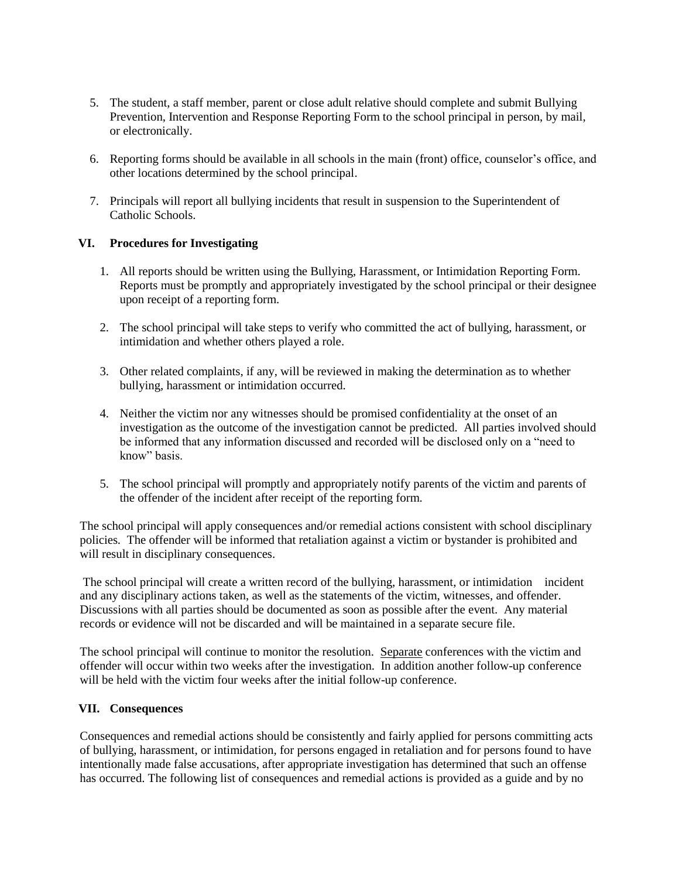5. The student, a staff member, parent or close adult relative should complete and submit Bullying Prevention, Intervention and Response Reporting Form to the school principal in person, by mail, or electronically.

6. Reporting forms should be available in all schools in the main (front) office, counselor's office, and other locations determined by the school principal.

7. Principals will report all bullying incidents that result in suspension to the Superintendent of Catholic Schools.

## VI. Procedures for Investigating

1. All reports should be written using the Bullying, Harassment, or Intimidation Reporting Form. Reports must be promptly and appropriately investigated by the school principal or their designee upon receipt of a reporting form.

2. The school principal will take steps to verify who committed the act of bullying, harassment, or intimidation and whether others played a role.

3. Other related complaints, if any, will be reviewed in making the determination as to whether bullying, harassment or intimidation occurred.

4. Neither the victim nor any witnesses should be promised confidentiality at the onset of an investigation as the outcome of the investigation cannot be predicted. All parties involved should be informed that any information discussed and recorded will be disclosed only on a "need to know" basis.

5. The school principal will promptly and appropriately notify parents of the victim and parents of the offender of the incident after receipt of the reporting form.

The school principal will apply consequences and/or remedial actions consistent with school disciplinary policies. The offender will be informed that retaliation against a victim or bystander is prohibited and will result in disciplinary consequences.

The school principal will create a written record of the bullying, harassment, or intimidation incident and any disciplinary actions taken, as well as the statements of the victim, witnesses, and offender. Discussions with all parties should be documented as soon as possible after the event. Any material records or evidence will not be discarded and will be maintained in a separate secure file.

The school principal will continue to monitor the resolution. Separate conferences with the victim and offender will occur within two weeks after the investigation. In addition another follow-up conference will be held with the victim four weeks after the initial follow-up conference.

## VII. Consequences

Consequences and remedial actions should be consistently and fairly applied for persons committing acts of bullying, harassment, or intimidation, for persons engaged in retaliation and for persons found to have intentionally made false accusations, after appropriate investigation has determined that such an offense has occurred. The following list of consequences and remedial actions is provided as a guide and by no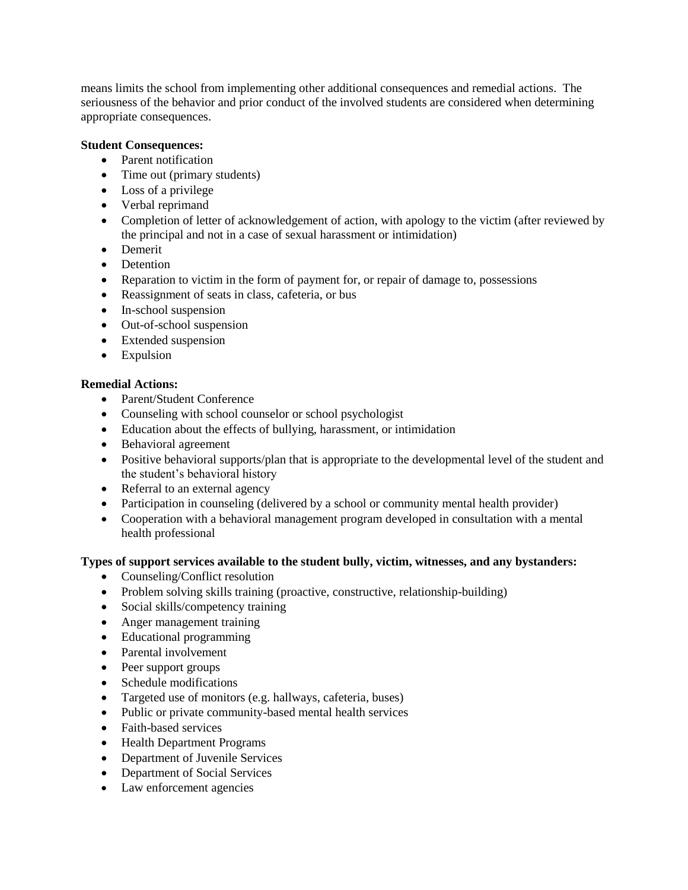means limits the school from implementing other additional consequences and remedial actions. The seriousness of the behavior and prior conduct of the involved students are considered when determining appropriate consequences.

**Student Consequences:**

- Parent notification
- Time out (primary students)
- Loss of a privilege
- Verbal reprimand
- Completion of letter of acknowledgement of action, with apology to the victim (after reviewed by the principal and not in a case of sexual harassment or intimidation)
- Demerit
- Detention
- Reparation to victim in the form of payment for, or repair of damage to, possessions
- Reassignment of seats in class, cafeteria, or bus
- In-school suspension
- Out-of-school suspension
- Extended suspension
- Expulsion

**Remedial Actions:**

- Parent/Student Conference
- Counseling with school counselor or school psychologist
- Education about the effects of bullying, harassment, or intimidation
- Behavioral agreement
- Positive behavioral supports/plan that is appropriate to the developmental level of the student and the student's behavioral history
- Referral to an external agency
- Participation in counseling (delivered by a school or community mental health provider)
- Cooperation with a behavioral management program developed in consultation with a mental health professional

**Types of support services available to the student bully, victim, witnesses, and any bystanders:**

- Counseling/Conflict resolution
- Problem solving skills training (proactive, constructive, relationship-building)
- Social skills/competency training
- Anger management training
- Educational programming
- Parental involvement
- Peer support groups
- Schedule modifications
- Targeted use of monitors (e.g. hallways, cafeteria, buses)
- Public or private community-based mental health services
- Faith-based services
- Health Department Programs
- Department of Juvenile Services
- Department of Social Services
- Law enforcement agencies